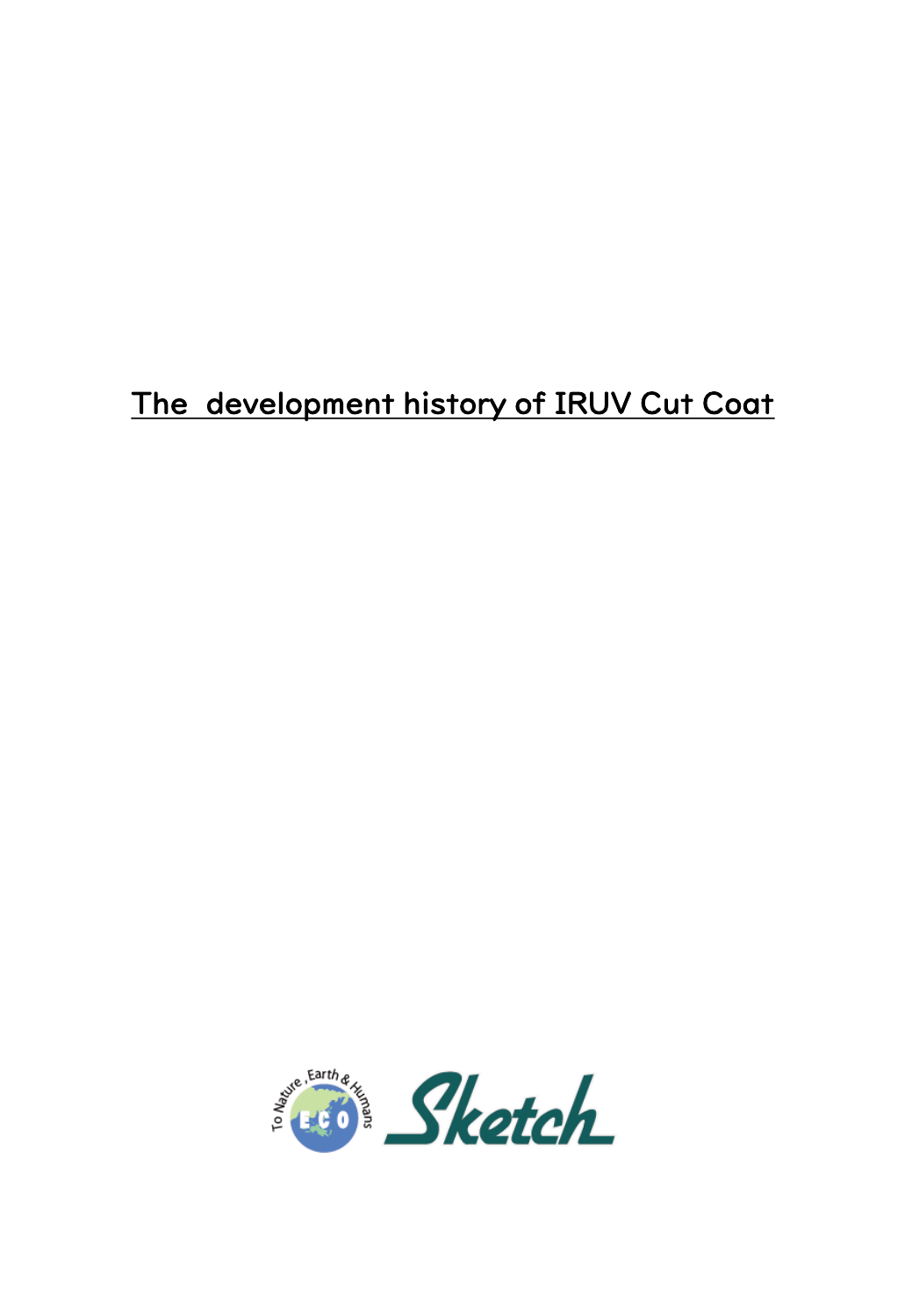# The development history of IRUV Cut Coat

To Nature, Earth & Humans

ECO

Sketch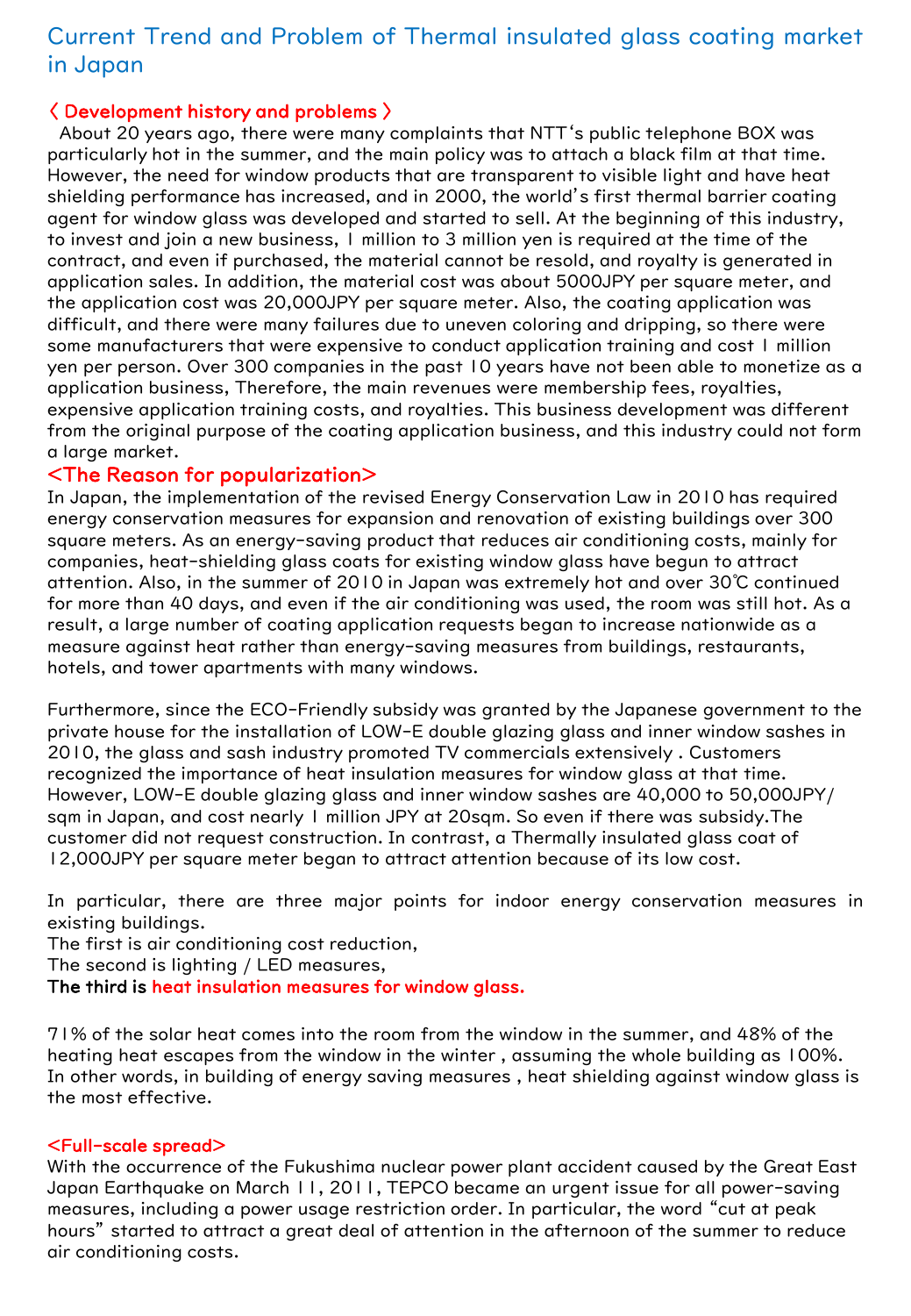# Current Trend and Problem of Thermal insulated glass coating market in Japan

## 〈 Development history and problems 〉

About 20 years ago, there were many complaints that NTT's public telephone BOX was particularly hot in the summer, and the main policy was to attach a black film at that time. However, the need for window products that are transparent to visible light and have heat shielding performance has increased, and in 2000, the world's first thermal barrier coating agent for window glass was developed and started to sell. At the beginning of this industry, to invest and join a new business, 1 million to 3 million yen is required at the time of the contract, and even if purchased, the material cannot be resold, and royalty is generated in application sales. In addition, the material cost was about 5000JPY per square meter, and the application cost was 20,000JPY per square meter. Also, the coating application was difficult, and there were many failures due to uneven coloring and dripping, so there were some manufacturers that were expensive to conduct application training and cost 1 million yen per person. Over 300 companies in the past 10 years have not been able to monetize as a application business, Therefore, the main revenues were membership fees, royalties, expensive application training costs, and royalties. This business development was different from the original purpose of the coating application business, and this industry could not form a large market.

## <The Reason for popularization>

In Japan, the implementation of the revised Energy Conservation Law in 2010 has required energy conservation measures for expansion and renovation of existing buildings over 300 square meters. As an energy-saving product that reduces air conditioning costs, mainly for companies, heat-shielding glass coats for existing window glass have begun to attract attention. Also, in the summer of 2010 in Japan was extremely hot and over 30℃ continued for more than 40 days, and even if the air conditioning was used, the room was still hot. As a result, a large number of coating application requests began to increase nationwide as a measure against heat rather than energy-saving measures from buildings, restaurants, hotels, and tower apartments with many windows.

Furthermore, since the ECO-Friendly subsidy was granted by the Japanese government to the private house for the installation of LOW-E double glazing glass and inner window sashes in 2010, the glass and sash industry promoted TV commercials extensively . Customers recognized the importance of heat insulation measures for window glass at that time. However, LOW-E double glazing glass and inner window sashes are 40,000 to 50,000JPY/sqm in Japan, and cost nearly 1 million JPY at 20sqm. So even if there was subsidy.The customer did not request construction. In contrast, a Thermally insulated glass coat of 12,000JPY per square meter began to attract attention because of its low cost.

In particular, there are three major points for indoor energy conservation measures in existing buildings.
The first is air conditioning cost reduction,
The second is lighting / LED measures,
The third is **heat insulation measures for window glass.**

71% of the solar heat comes into the room from the window in the summer, and 48% of the heating heat escapes from the window in the winter , assuming the whole building as 100%. In other words, in building of energy saving measures , heat shielding against window glass is the most effective.

## <Full-scale spread>

With the occurrence of the Fukushima nuclear power plant accident caused by the Great East Japan Earthquake on March 11, 2011, TEPCO became an urgent issue for all power-saving measures, including a power usage restriction order. In particular, the word "cut at peak hours" started to attract a great deal of attention in the afternoon of the summer to reduce air conditioning costs.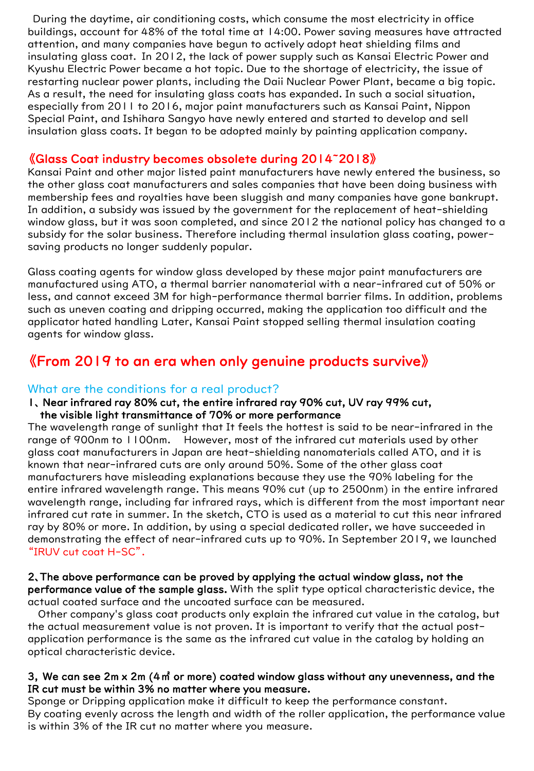During the daytime, air conditioning costs, which consume the most electricity in office buildings, account for 48% of the total time at 14:00. Power saving measures have attracted attention, and many companies have begun to actively adopt heat shielding films and insulating glass coat. In 2012, the lack of power supply such as Kansai Electric Power and Kyushu Electric Power became a hot topic. Due to the shortage of electricity, the issue of restarting nuclear power plants, including the Daii Nuclear Power Plant, became a big topic. As a result, the need for insulating glass coats has expanded. In such a social situation, especially from 2011 to 2016, major paint manufacturers such as Kansai Paint, Nippon Special Paint, and Ishihara Sangyo have newly entered and started to develop and sell insulation glass coats. It began to be adopted mainly by painting application company.

## 《Glass Coat industry becomes obsolete during 2014~2018》

Kansai Paint and other major listed paint manufacturers have newly entered the business, so the other glass coat manufacturers and sales companies that have been doing business with membership fees and royalties have been sluggish and many companies have gone bankrupt. In addition, a subsidy was issued by the government for the replacement of heat-shielding window glass, but it was soon completed, and since 2012 the national policy has changed to a subsidy for the solar business. Therefore including thermal insulation glass coating, power-saving products no longer suddenly popular.

Glass coating agents for window glass developed by these major paint manufacturers are manufactured using ATO, a thermal barrier nanomaterial with a near-infrared cut of 50% or less, and cannot exceed 3M for high-performance thermal barrier films. In addition, problems such as uneven coating and dripping occurred, making the application too difficult and the applicator hated handling Later, Kansai Paint stopped selling thermal insulation coating agents for window glass.

# 《From 2019 to an era when only genuine products survive》

### What are the conditions for a real product?

**1、Near infrared ray 80% cut, the entire infrared ray 90% cut, UV ray 99% cut, the visible light transmittance of 70% or more performance**

The wavelength range of sunlight that It feels the hottest is said to be near-infrared in the range of 900nm to 1100nm. However, most of the infrared cut materials used by other glass coat manufacturers in Japan are heat-shielding nanomaterials called ATO, and it is known that near-infrared cuts are only around 50%. Some of the other glass coat manufacturers have misleading explanations because they use the 90% labeling for the entire infrared wavelength range. This means 90% cut (up to 2500nm) in the entire infrared wavelength range, including far infrared rays, which is different from the most important near infrared cut rate in summer. In the sketch, CTO is used as a material to cut this near infrared ray by 80% or more. In addition, by using a special dedicated roller, we have succeeded in demonstrating the effect of near-infrared cuts up to 90%. In September 2019, we launched "IRUV cut coat H-SC".

**2、The above performance can be proved by applying the actual window glass, not the performance value of the sample glass.** With the split type optical characteristic device, the actual coated surface and the uncoated surface can be measured.

Other company's glass coat products only explain the infrared cut value in the catalog, but the actual measurement value is not proven. It is important to verify that the actual post-application performance is the same as the infrared cut value in the catalog by holding an optical characteristic device.

**3、We can see 2m x 2m (4㎡ or more) coated window glass without any unevenness, and the IR cut must be within 3% no matter where you measure.**

Sponge or Dripping application make it difficult to keep the performance constant.
By coating evenly across the length and width of the roller application, the performance value is within 3% of the IR cut no matter where you measure.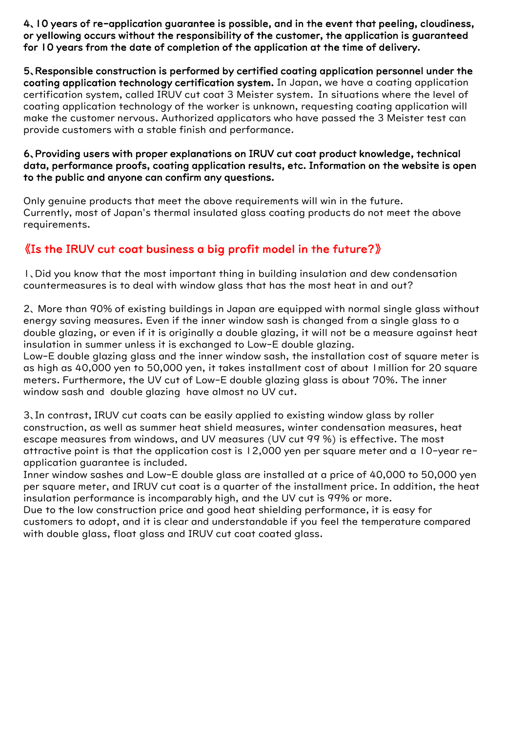**4、10 years of re-application guarantee is possible, and in the event that peeling, cloudiness, or yellowing occurs without the responsibility of the customer, the application is guaranteed for 10 years from the date of completion of the application at the time of delivery.**

**5、Responsible construction is performed by certified coating application personnel under the coating application technology certification system.** In Japan, we have a coating application certification system, called IRUV cut coat 3 Meister system. In situations where the level of coating application technology of the worker is unknown, requesting coating application will make the customer nervous. Authorized applicators who have passed the 3 Meister test can provide customers with a stable finish and performance.

**6、Providing users with proper explanations on IRUV cut coat product knowledge, technical data, performance proofs, coating application results, etc. Information on the website is open to the public and anyone can confirm any questions.**

Only genuine products that meet the above requirements will win in the future.
Currently, most of Japan's thermal insulated glass coating products do not meet the above requirements.

## 《Is the IRUV cut coat business a big profit model in the future?》

1、Did you know that the most important thing in building insulation and dew condensation countermeasures is to deal with window glass that has the most heat in and out?

2、More than 90% of existing buildings in Japan are equipped with normal single glass without energy saving measures. Even if the inner window sash is changed from a single glass to a double glazing, or even if it is originally a double glazing, it will not be a measure against heat insulation in summer unless it is exchanged to Low-E double glazing.
Low-E double glazing glass and the inner window sash, the installation cost of square meter is as high as 40,000 yen to 50,000 yen, it takes installment cost of about 1million for 20 square meters. Furthermore, the UV cut of Low-E double glazing glass is about 70%. The inner window sash and double glazing have almost no UV cut.

3、In contrast, IRUV cut coats can be easily applied to existing window glass by roller construction, as well as summer heat shield measures, winter condensation measures, heat escape measures from windows, and UV measures (UV cut 99 %) is effective. The most attractive point is that the application cost is 12,000 yen per square meter and a 10-year re-application guarantee is included.
Inner window sashes and Low-E double glass are installed at a price of 40,000 to 50,000 yen per square meter, and IRUV cut coat is a quarter of the installment price. In addition, the heat insulation performance is incomparably high, and the UV cut is 99% or more.
Due to the low construction price and good heat shielding performance, it is easy for customers to adopt, and it is clear and understandable if you feel the temperature compared with double glass, float glass and IRUV cut coat coated glass.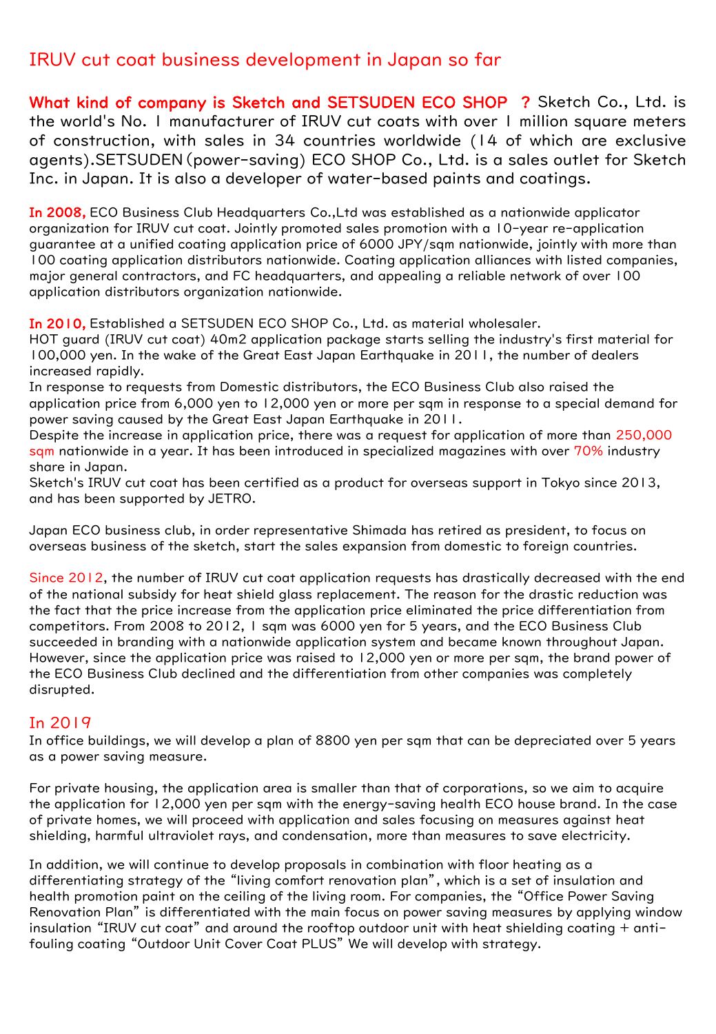# IRUV cut coat business development in Japan so far

**What kind of company is Sketch and SETSUDEN ECO SHOP ?** Sketch Co., Ltd. is the world's No. 1 manufacturer of IRUV cut coats with over 1 million square meters of construction, with sales in 34 countries worldwide (14 of which are exclusive agents).SETSUDEN(power-saving) ECO SHOP Co., Ltd. is a sales outlet for Sketch Inc. in Japan. It is also a developer of water-based paints and coatings.

**In 2008,** ECO Business Club Headquarters Co.,Ltd was established as a nationwide applicator organization for IRUV cut coat. Jointly promoted sales promotion with a 10-year re-application guarantee at a unified coating application price of 6000 JPY/sqm nationwide, jointly with more than 100 coating application distributors nationwide. Coating application alliances with listed companies, major general contractors, and FC headquarters, and appealing a reliable network of over 100 application distributors organization nationwide.

**In 2010,** Established a SETSUDEN ECO SHOP Co., Ltd. as material wholesaler.
HOT guard (IRUV cut coat) 40m2 application package starts selling the industry's first material for 100,000 yen. In the wake of the Great East Japan Earthquake in 2011, the number of dealers increased rapidly.
In response to requests from Domestic distributors, the ECO Business Club also raised the application price from 6,000 yen to 12,000 yen or more per sqm in response to a special demand for power saving caused by the Great East Japan Earthquake in 2011.
Despite the increase in application price, there was a request for application of more than 250,000 sqm nationwide in a year. It has been introduced in specialized magazines with over 70% industry share in Japan.
Sketch's IRUV cut coat has been certified as a product for overseas support in Tokyo since 2013, and has been supported by JETRO.

Japan ECO business club, in order representative Shimada has retired as president, to focus on overseas business of the sketch, start the sales expansion from domestic to foreign countries.

Since 2012, the number of IRUV cut coat application requests has drastically decreased with the end of the national subsidy for heat shield glass replacement. The reason for the drastic reduction was the fact that the price increase from the application price eliminated the price differentiation from competitors. From 2008 to 2012, 1 sqm was 6000 yen for 5 years, and the ECO Business Club succeeded in branding with a nationwide application system and became known throughout Japan. However, since the application price was raised to 12,000 yen or more per sqm, the brand power of the ECO Business Club declined and the differentiation from other companies was completely disrupted.

## In 2019

In office buildings, we will develop a plan of 8800 yen per sqm that can be depreciated over 5 years as a power saving measure.

For private housing, the application area is smaller than that of corporations, so we aim to acquire the application for 12,000 yen per sqm with the energy-saving health ECO house brand. In the case of private homes, we will proceed with application and sales focusing on measures against heat shielding, harmful ultraviolet rays, and condensation, more than measures to save electricity.

In addition, we will continue to develop proposals in combination with floor heating as a differentiating strategy of the "living comfort renovation plan", which is a set of insulation and health promotion paint on the ceiling of the living room. For companies, the "Office Power Saving Renovation Plan" is differentiated with the main focus on power saving measures by applying window insulation "IRUV cut coat" and around the rooftop outdoor unit with heat shielding coating + anti-fouling coating "Outdoor Unit Cover Coat PLUS" We will develop with strategy.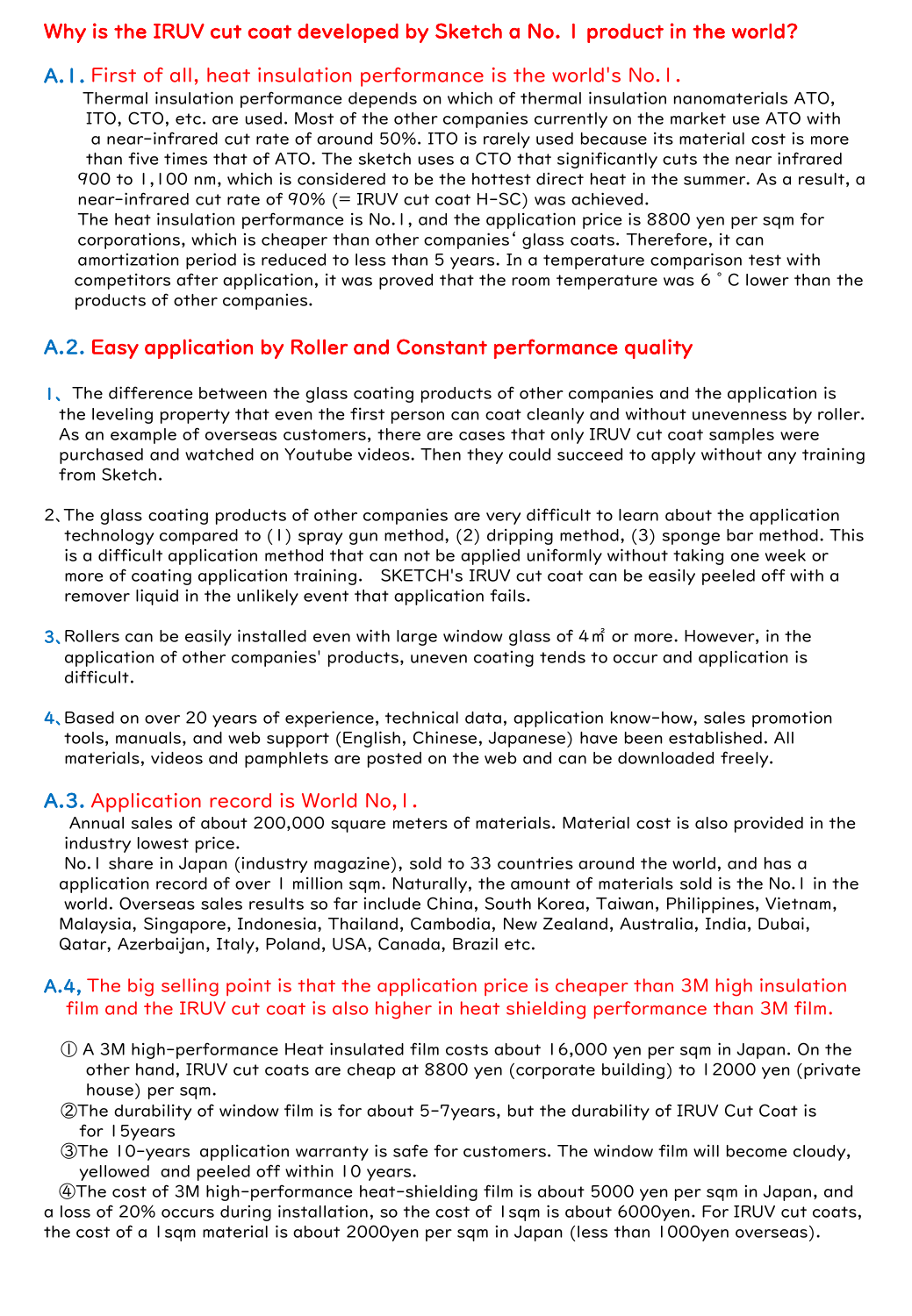# Why is the IRUV cut coat developed by Sketch a No. 1 product in the world?

## A.1. First of all, heat insulation performance is the world's No.1.

Thermal insulation performance depends on which of thermal insulation nanomaterials ATO, ITO, CTO, etc. are used. Most of the other companies currently on the market use ATO with a near-infrared cut rate of around 50%. ITO is rarely used because its material cost is more than five times that of ATO. The sketch uses a CTO that significantly cuts the near infrared 900 to 1,100 nm, which is considered to be the hottest direct heat in the summer. As a result, a near-infrared cut rate of 90% (= IRUV cut coat H-SC) was achieved.

The heat insulation performance is No.1, and the application price is 8800 yen per sqm for corporations, which is cheaper than other companies' glass coats. Therefore, it can amortization period is reduced to less than 5 years. In a temperature comparison test with competitors after application, it was proved that the room temperature was 6 ° C lower than the products of other companies.

## A.2. Easy application by Roller and Constant performance quality

1、The difference between the glass coating products of other companies and the application is the leveling property that even the first person can coat cleanly and without unevenness by roller. As an example of overseas customers, there are cases that only IRUV cut coat samples were purchased and watched on Youtube videos. Then they could succeed to apply without any training from Sketch.

2、The glass coating products of other companies are very difficult to learn about the application technology compared to (1) spray gun method, (2) dripping method, (3) sponge bar method. This is a difficult application method that can not be applied uniformly without taking one week or more of coating application training. SKETCH's IRUV cut coat can be easily peeled off with a remover liquid in the unlikely event that application fails.

3、Rollers can be easily installed even with large window glass of 4㎡ or more. However, in the application of other companies' products, uneven coating tends to occur and application is difficult.

4、Based on over 20 years of experience, technical data, application know-how, sales promotion tools, manuals, and web support (English, Chinese, Japanese) have been established. All materials, videos and pamphlets are posted on the web and can be downloaded freely.

## A.3. Application record is World No,1.

Annual sales of about 200,000 square meters of materials. Material cost is also provided in the industry lowest price.

No.1 share in Japan (industry magazine), sold to 33 countries around the world, and has a application record of over 1 million sqm. Naturally, the amount of materials sold is the No.1 in the world. Overseas sales results so far include China, South Korea, Taiwan, Philippines, Vietnam, Malaysia, Singapore, Indonesia, Thailand, Cambodia, New Zealand, Australia, India, Dubai, Qatar, Azerbaijan, Italy, Poland, USA, Canada, Brazil etc.

## A.4, The big selling point is that the application price is cheaper than 3M high insulation film and the IRUV cut coat is also higher in heat shielding performance than 3M film.

① A 3M high-performance Heat insulated film costs about 16,000 yen per sqm in Japan. On the other hand, IRUV cut coats are cheap at 8800 yen (corporate building) to 12000 yen (private house) per sqm.

②The durability of window film is for about 5-7years, but the durability of IRUV Cut Coat is for 15years

③The 10-years application warranty is safe for customers. The window film will become cloudy, yellowed and peeled off within 10 years.

④The cost of 3M high-performance heat-shielding film is about 5000 yen per sqm in Japan, and a loss of 20% occurs during installation, so the cost of 1sqm is about 6000yen. For IRUV cut coats, the cost of a 1sqm material is about 2000yen per sqm in Japan (less than 1000yen overseas).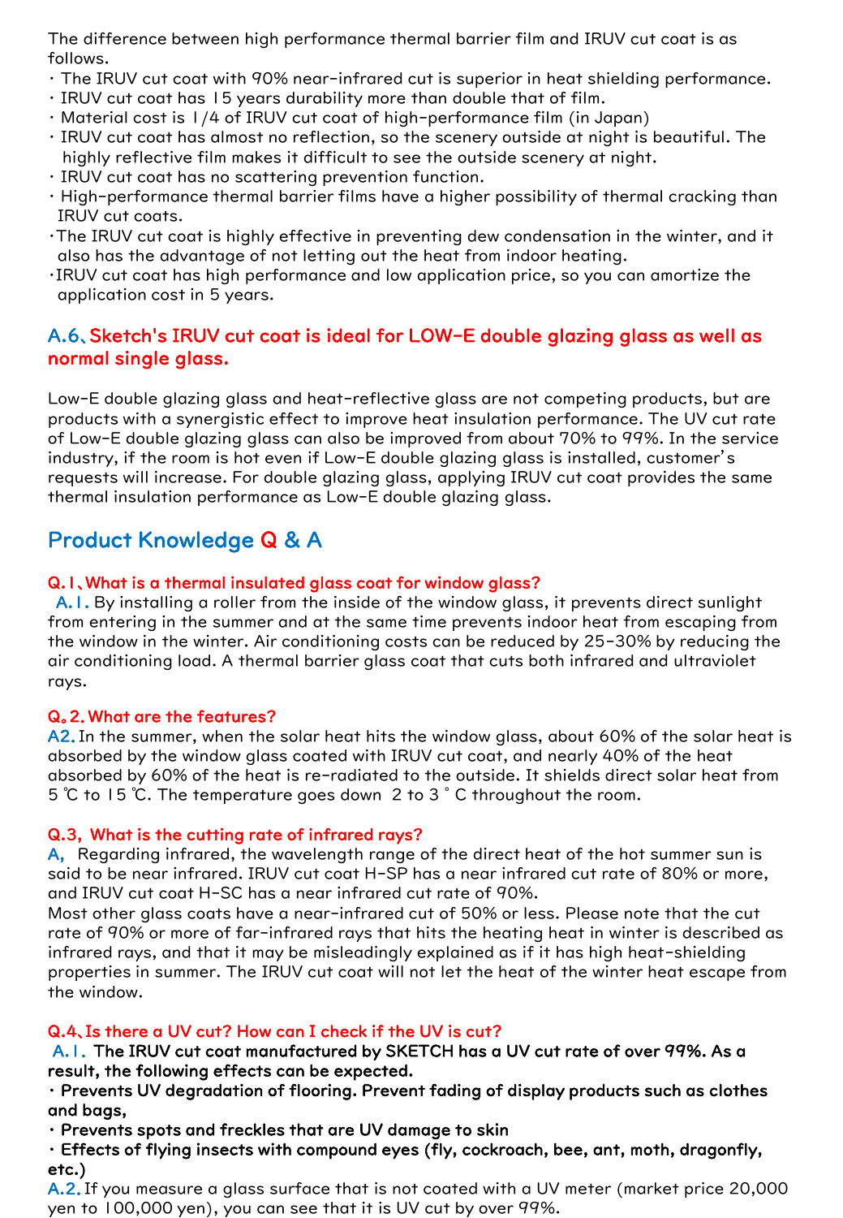The difference between high performance thermal barrier film and IRUV cut coat is as follows.

- The IRUV cut coat with 90% near-infrared cut is superior in heat shielding performance.
- IRUV cut coat has 15 years durability more than double that of film.
- Material cost is 1/4 of IRUV cut coat of high-performance film (in Japan)
- IRUV cut coat has almost no reflection, so the scenery outside at night is beautiful. The highly reflective film makes it difficult to see the outside scenery at night.
- IRUV cut coat has no scattering prevention function.
- High-performance thermal barrier films have a higher possibility of thermal cracking than IRUV cut coats.
- The IRUV cut coat is highly effective in preventing dew condensation in the winter, and it also has the advantage of not letting out the heat from indoor heating.
- IRUV cut coat has high performance and low application price, so you can amortize the application cost in 5 years.

### A.6、Sketch's IRUV cut coat is ideal for LOW-E double glazing glass as well as normal single glass.

Low-E double glazing glass and heat-reflective glass are not competing products, but are products with a synergistic effect to improve heat insulation performance. The UV cut rate of Low-E double glazing glass can also be improved from about 70% to 99%. In the service industry, if the room is hot even if Low-E double glazing glass is installed, customer's requests will increase. For double glazing glass, applying IRUV cut coat provides the same thermal insulation performance as Low-E double glazing glass.

## Product Knowledge Q & A

#### Q.1、What is a thermal insulated glass coat for window glass?

A.1. By installing a roller from the inside of the window glass, it prevents direct sunlight from entering in the summer and at the same time prevents indoor heat from escaping from the window in the winter. Air conditioning costs can be reduced by 25-30% by reducing the air conditioning load. A thermal barrier glass coat that cuts both infrared and ultraviolet rays.

#### Q。2. What are the features?

A2. In the summer, when the solar heat hits the window glass, about 60% of the solar heat is absorbed by the window glass coated with IRUV cut coat, and nearly 40% of the heat absorbed by 60% of the heat is re-radiated to the outside. It shields direct solar heat from 5 ℃ to 15 ℃. The temperature goes down 2 to 3 ° C throughout the room.

#### Q.3, What is the cutting rate of infrared rays?

A, Regarding infrared, the wavelength range of the direct heat of the hot summer sun is said to be near infrared. IRUV cut coat H-SP has a near infrared cut rate of 80% or more, and IRUV cut coat H-SC has a near infrared cut rate of 90%.
Most other glass coats have a near-infrared cut of 50% or less. Please note that the cut rate of 90% or more of far-infrared rays that hits the heating heat in winter is described as infrared rays, and that it may be misleadingly explained as if it has high heat-shielding properties in summer. The IRUV cut coat will not let the heat of the winter heat escape from the window.

#### Q.4、Is there a UV cut? How can I check if the UV is cut?

A.1. **The IRUV cut coat manufactured by SKETCH has a UV cut rate of over 99%. As a result, the following effects can be expected.**

- **Prevents UV degradation of flooring. Prevent fading of display products such as clothes and bags,**
- **Prevents spots and freckles that are UV damage to skin**
- **Effects of flying insects with compound eyes (fly, cockroach, bee, ant, moth, dragonfly, etc.)**

A.2. If you measure a glass surface that is not coated with a UV meter (market price 20,000 yen to 100,000 yen), you can see that it is UV cut by over 99%.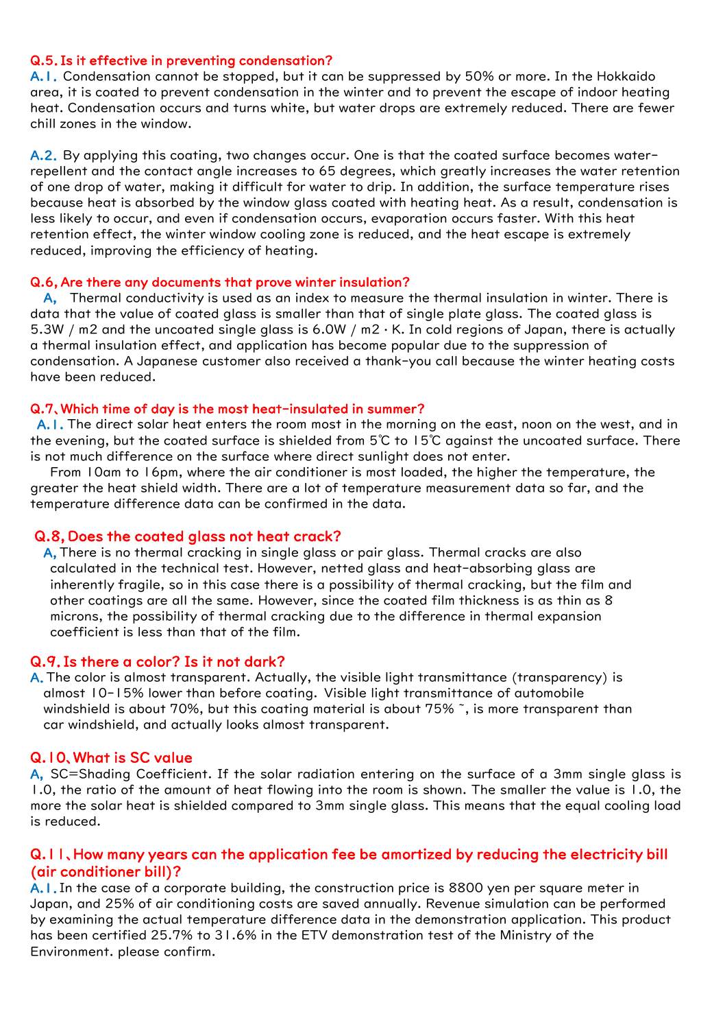## Q.5. Is it effective in preventing condensation?

**A.1.** Condensation cannot be stopped, but it can be suppressed by 50% or more. In the Hokkaido area, it is coated to prevent condensation in the winter and to prevent the escape of indoor heating heat. Condensation occurs and turns white, but water drops are extremely reduced. There are fewer chill zones in the window.

**A.2.** By applying this coating, two changes occur. One is that the coated surface becomes water-repellent and the contact angle increases to 65 degrees, which greatly increases the water retention of one drop of water, making it difficult for water to drip. In addition, the surface temperature rises because heat is absorbed by the window glass coated with heating heat. As a result, condensation is less likely to occur, and even if condensation occurs, evaporation occurs faster. With this heat retention effect, the winter window cooling zone is reduced, and the heat escape is extremely reduced, improving the efficiency of heating.

## Q.6, Are there any documents that prove winter insulation?

**A,** Thermal conductivity is used as an index to measure the thermal insulation in winter. There is data that the value of coated glass is smaller than that of single plate glass. The coated glass is 5.3W / m2 and the uncoated single glass is 6.0W / m2・K. In cold regions of Japan, there is actually a thermal insulation effect, and application has become popular due to the suppression of condensation. A Japanese customer also received a thank-you call because the winter heating costs have been reduced.

## Q.7、Which time of day is the most heat-insulated in summer?

**A.1.** The direct solar heat enters the room most in the morning on the east, noon on the west, and in the evening, but the coated surface is shielded from 5℃ to 15℃ against the uncoated surface. There is not much difference on the surface where direct sunlight does not enter.

From 10am to 16pm, where the air conditioner is most loaded, the higher the temperature, the greater the heat shield width. There are a lot of temperature measurement data so far, and the temperature difference data can be confirmed in the data.

## Q.8, Does the coated glass not heat crack?

**A,** There is no thermal cracking in single glass or pair glass. Thermal cracks are also calculated in the technical test. However, netted glass and heat-absorbing glass are inherently fragile, so in this case there is a possibility of thermal cracking, but the film and other coatings are all the same. However, since the coated film thickness is as thin as 8 microns, the possibility of thermal cracking due to the difference in thermal expansion coefficient is less than that of the film.

## Q.9. Is there a color? Is it not dark?

**A.** The color is almost transparent. Actually, the visible light transmittance (transparency) is almost 10-15% lower than before coating. Visible light transmittance of automobile windshield is about 70%, but this coating material is about 75% ~, is more transparent than car windshield, and actually looks almost transparent.

## Q.10、What is SC value

**A,** SC=Shading Coefficient. If the solar radiation entering on the surface of a 3mm single glass is 1.0, the ratio of the amount of heat flowing into the room is shown. The smaller the value is 1.0, the more the solar heat is shielded compared to 3mm single glass. This means that the equal cooling load is reduced.

## Q.11、How many years can the application fee be amortized by reducing the electricity bill (air conditioner bill)?

**A.1.** In the case of a corporate building, the construction price is 8800 yen per square meter in Japan, and 25% of air conditioning costs are saved annually. Revenue simulation can be performed by examining the actual temperature difference data in the demonstration application. This product has been certified 25.7% to 31.6% in the ETV demonstration test of the Ministry of the Environment. please confirm.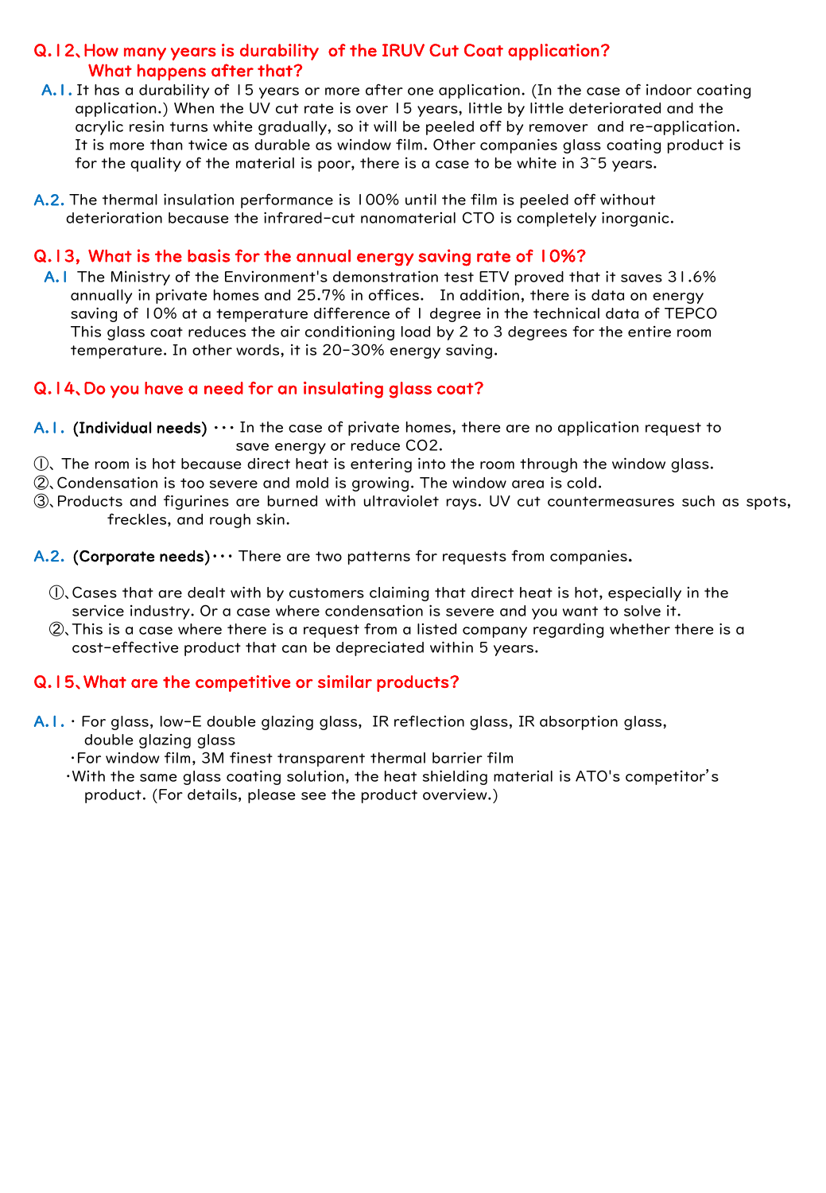## Q.12、How many years is durability of the IRUV Cut Coat application? What happens after that?

**A.1.** It has a durability of 15 years or more after one application. (In the case of indoor coating application.) When the UV cut rate is over 15 years, little by little deteriorated and the acrylic resin turns white gradually, so it will be peeled off by remover and re-application. It is more than twice as durable as window film. Other companies glass coating product is for the quality of the material is poor, there is a case to be white in 3~5 years.

**A.2.** The thermal insulation performance is 100% until the film is peeled off without deterioration because the infrared-cut nanomaterial CTO is completely inorganic.

## Q.13, What is the basis for the annual energy saving rate of 10%?

**A.1** The Ministry of the Environment's demonstration test ETV proved that it saves 31.6% annually in private homes and 25.7% in offices. In addition, there is data on energy saving of 10% at a temperature difference of 1 degree in the technical data of TEPCO This glass coat reduces the air conditioning load by 2 to 3 degrees for the entire room temperature. In other words, it is 20-30% energy saving.

## Q.14、Do you have a need for an insulating glass coat?

**A.1.** **(Individual needs)** ··· In the case of private homes, there are no application request to save energy or reduce $CO_2$.

①、The room is hot because direct heat is entering into the room through the window glass.
②、Condensation is too severe and mold is growing. The window area is cold.
③、Products and figurines are burned with ultraviolet rays. UV cut countermeasures such as spots, freckles, and rough skin.

**A.2.** **(Corporate needs)**··· There are two patterns for requests from companies.

①、Cases that are dealt with by customers claiming that direct heat is hot, especially in the service industry. Or a case where condensation is severe and you want to solve it.
②、This is a case where there is a request from a listed company regarding whether there is a cost-effective product that can be depreciated within 5 years.

## Q.15、What are the competitive or similar products?

**A.1.**
- For glass, low-E double glazing glass, IR reflection glass, IR absorption glass, double glazing glass
- For window film, 3M finest transparent thermal barrier film
- With the same glass coating solution, the heat shielding material is ATO's competitor's product. (For details, please see the product overview.)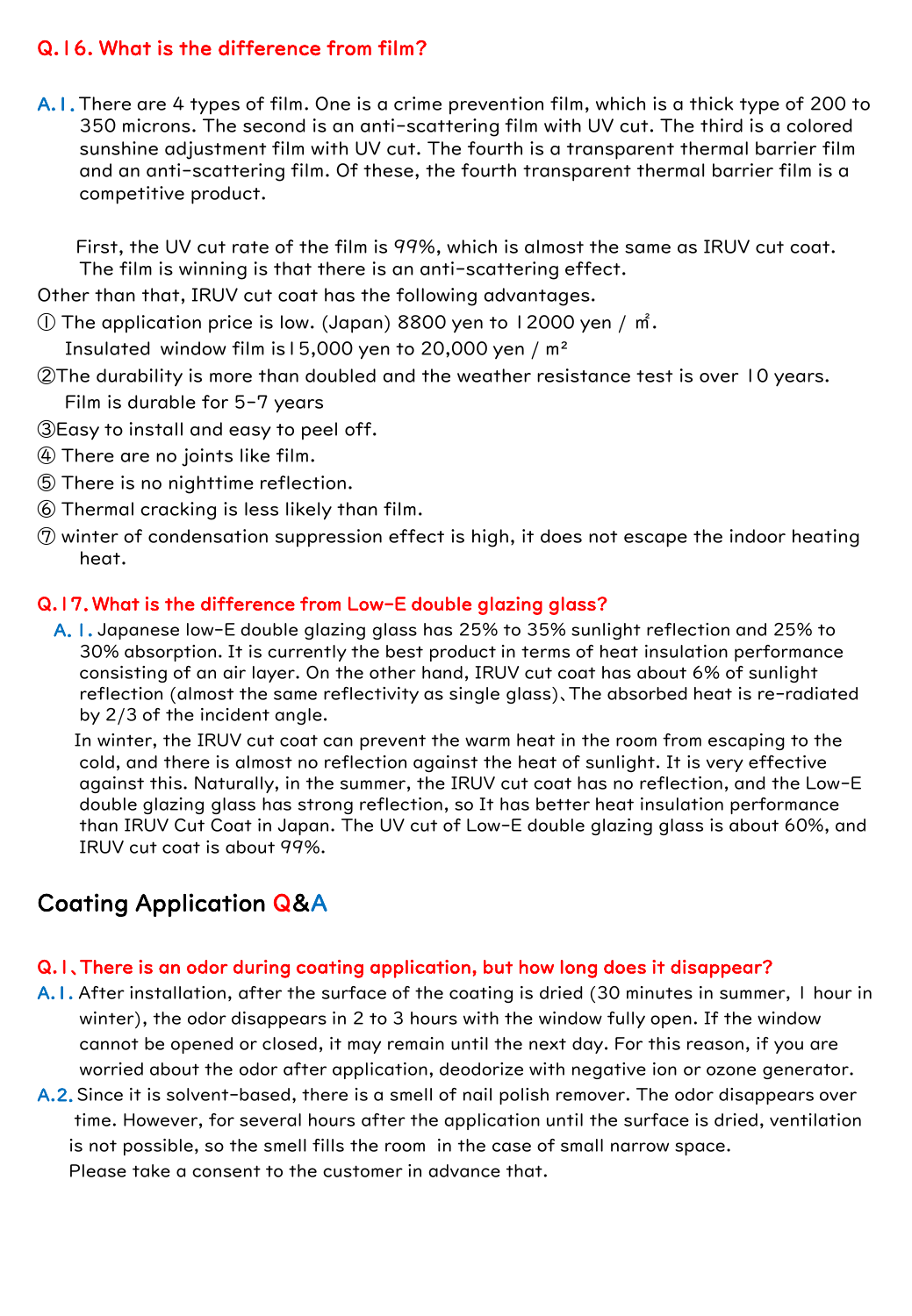### Q.16. What is the difference from film?

**A.1.** There are 4 types of film. One is a crime prevention film, which is a thick type of 200 to 350 microns. The second is an anti-scattering film with UV cut. The third is a colored sunshine adjustment film with UV cut. The fourth is a transparent thermal barrier film and an anti-scattering film. Of these, the fourth transparent thermal barrier film is a competitive product.

First, the UV cut rate of the film is 99%, which is almost the same as IRUV cut coat. The film is winning is that there is an anti-scattering effect.

Other than that, IRUV cut coat has the following advantages.

① The application price is low. (Japan) 8800 yen to 12000 yen / ㎡.
Insulated window film is 15,000 yen to 20,000 yen / $m^2$

②The durability is more than doubled and the weather resistance test is over 10 years.
Film is durable for 5-7 years

③Easy to install and easy to peel off.

④ There are no joints like film.

⑤ There is no nighttime reflection.

⑥ Thermal cracking is less likely than film.

⑦ winter of condensation suppression effect is high, it does not escape the indoor heating heat.

### Q.17. What is the difference from Low-E double glazing glass?

**A. 1.** Japanese low-E double glazing glass has 25% to 35% sunlight reflection and 25% to 30% absorption. It is currently the best product in terms of heat insulation performance consisting of an air layer. On the other hand, IRUV cut coat has about 6% of sunlight reflection (almost the same reflectivity as single glass)、The absorbed heat is re-radiated by 2/3 of the incident angle.

In winter, the IRUV cut coat can prevent the warm heat in the room from escaping to the cold, and there is almost no reflection against the heat of sunlight. It is very effective against this. Naturally, in the summer, the IRUV cut coat has no reflection, and the Low-E double glazing glass has strong reflection, so It has better heat insulation performance than IRUV Cut Coat in Japan. The UV cut of Low-E double glazing glass is about 60%, and IRUV cut coat is about 99%.

## Coating Application Q&A

### Q.1、There is an odor during coating application, but how long does it disappear?

**A.1.** After installation, after the surface of the coating is dried (30 minutes in summer, 1 hour in winter), the odor disappears in 2 to 3 hours with the window fully open. If the window cannot be opened or closed, it may remain until the next day. For this reason, if you are worried about the odor after application, deodorize with negative ion or ozone generator.

**A.2.** Since it is solvent-based, there is a smell of nail polish remover. The odor disappears over time. However, for several hours after the application until the surface is dried, ventilation is not possible, so the smell fills the room in the case of small narrow space.
Please take a consent to the customer in advance that.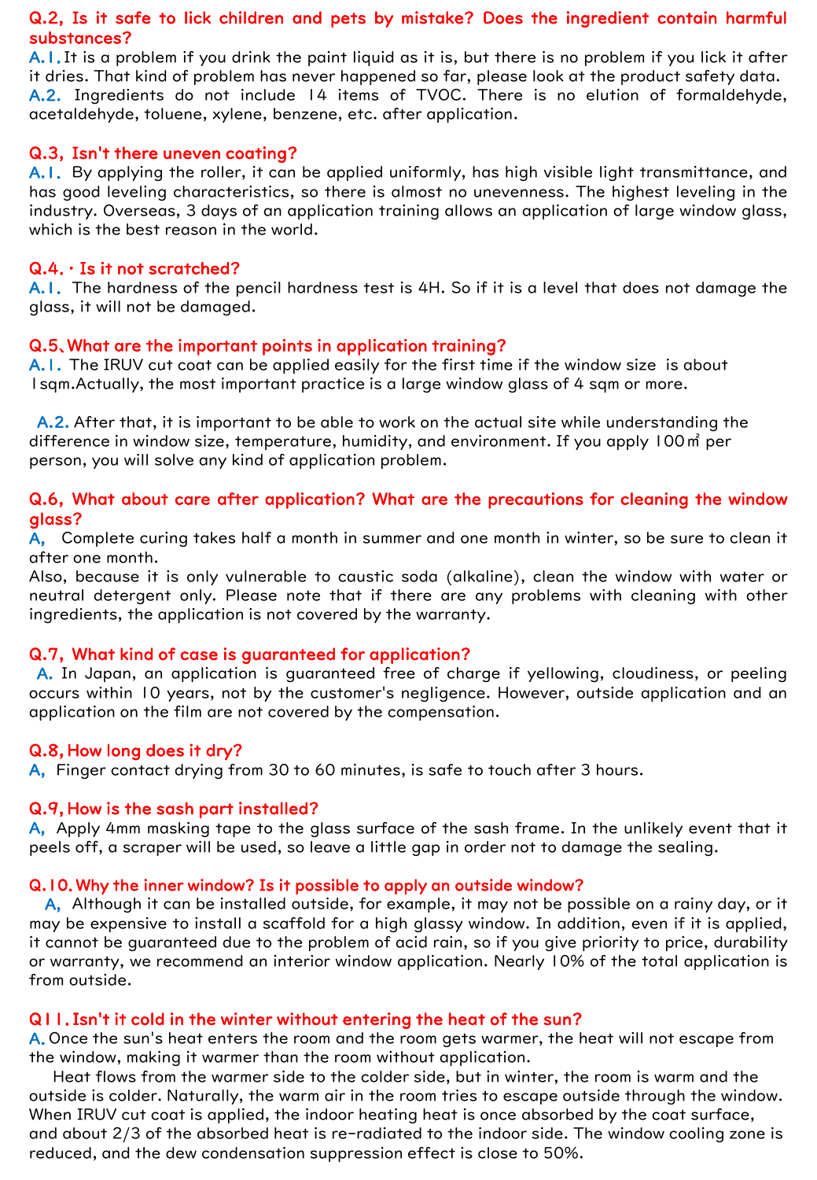## Q.2, Is it safe to lick children and pets by mistake? Does the ingredient contain harmful substances?

**A.1.** It is a problem if you drink the paint liquid as it is, but there is no problem if you lick it after it dries. That kind of problem has never happened so far, please look at the product safety data.

**A.2.** Ingredients do not include 14 items of TVOC. There is no elution of formaldehyde, acetaldehyde, toluene, xylene, benzene, etc. after application.

## Q.3, Isn't there uneven coating?

**A.1.** By applying the roller, it can be applied uniformly, has high visible light transmittance, and has good leveling characteristics, so there is almost no unevenness. The highest leveling in the industry. Overseas, 3 days of an application training allows an application of large window glass, which is the best reason in the world.

## Q.4.・Is it not scratched?

**A.1.** The hardness of the pencil hardness test is 4H. So if it is a level that does not damage the glass, it will not be damaged.

## Q.5、What are the important points in application training?

**A.1.** The IRUV cut coat can be applied easily for the first time if the window size is about 1sqm.Actually, the most important practice is a large window glass of 4 sqm or more.

**A.2.** After that, it is important to be able to work on the actual site while understanding the difference in window size, temperature, humidity, and environment. If you apply 100㎡ per person, you will solve any kind of application problem.

## Q.6, What about care after application? What are the precautions for cleaning the window glass?

**A,** Complete curing takes half a month in summer and one month in winter, so be sure to clean it after one month.

Also, because it is only vulnerable to caustic soda (alkaline), clean the window with water or neutral detergent only. Please note that if there are any problems with cleaning with other ingredients, the application is not covered by the warranty.

## Q.7, What kind of case is guaranteed for application?

**A.** In Japan, an application is guaranteed free of charge if yellowing, cloudiness, or peeling occurs within 10 years, not by the customer's negligence. However, outside application and an application on the film are not covered by the compensation.

## Q.8, How long does it dry?

**A,** Finger contact drying from 30 to 60 minutes, is safe to touch after 3 hours.

## Q.9, How is the sash part installed?

**A,** Apply 4mm masking tape to the glass surface of the sash frame. In the unlikely event that it peels off, a scraper will be used, so leave a little gap in order not to damage the sealing.

## Q.10. Why the inner window? Is it possible to apply an outside window?

**A,** Although it can be installed outside, for example, it may not be possible on a rainy day, or it may be expensive to install a scaffold for a high glassy window. In addition, even if it is applied, it cannot be guaranteed due to the problem of acid rain, so if you give priority to price, durability or warranty, we recommend an interior window application. Nearly 10% of the total application is from outside.

## Q11. Isn't it cold in the winter without entering the heat of the sun?

**A.** Once the sun's heat enters the room and the room gets warmer, the heat will not escape from the window, making it warmer than the room without application.

Heat flows from the warmer side to the colder side, but in winter, the room is warm and the outside is colder. Naturally, the warm air in the room tries to escape outside through the window. When IRUV cut coat is applied, the indoor heating heat is once absorbed by the coat surface, and about 2/3 of the absorbed heat is re-radiated to the indoor side. The window cooling zone is reduced, and the dew condensation suppression effect is close to 50%.